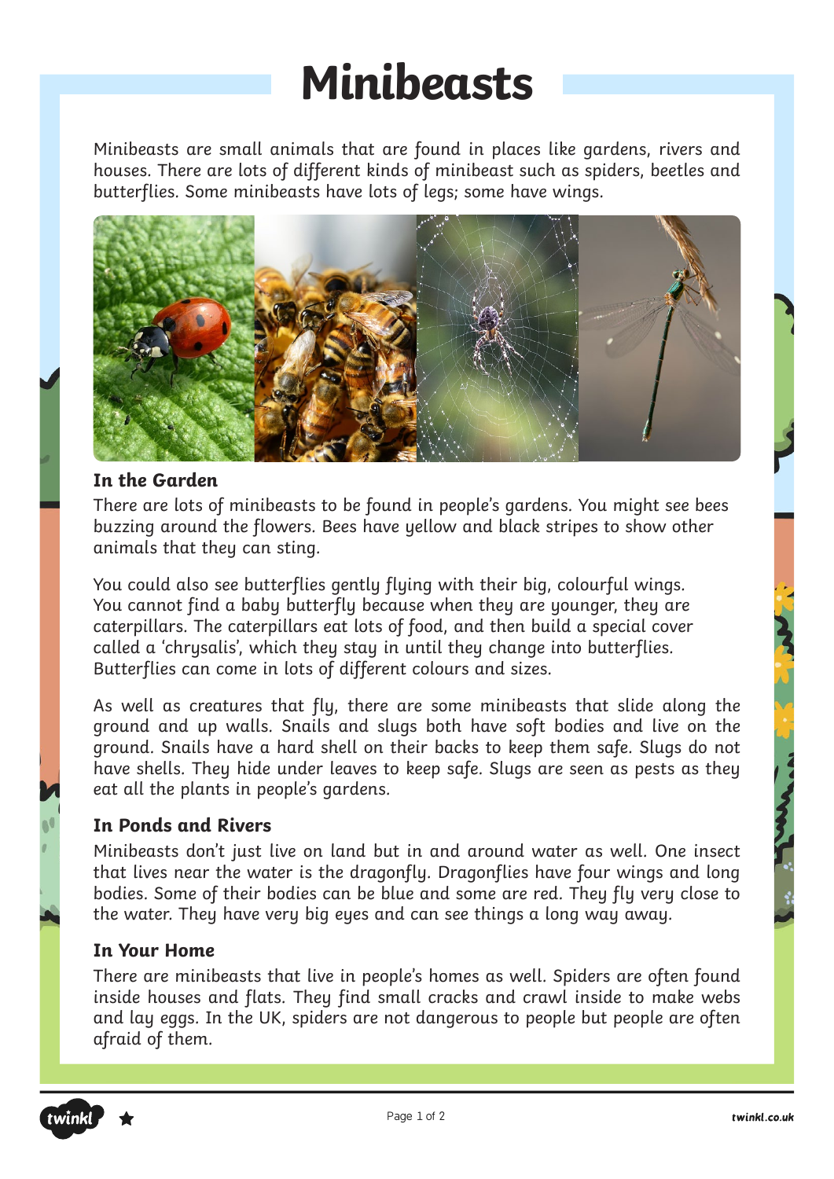# Minibeasts

Minibeasts are small animals that are found in places like gardens, rivers and houses. There are lots of different kinds of minibeast such as spiders, beetles and butterflies. Some minibeasts have lots of legs; some have wings.

### In the Garden

There are lots of minibeasts to be found in people's gardens. You might see bees buzzing around the flowers. Bees have yellow and black stripes to show other animals that they can sting.

You could also see butterflies gently flying with their big, colourful wings. You cannot find a baby butterfly because when they are younger, they are caterpillars. The caterpillars eat lots of food, and then build a special cover called a 'chrysalis', which they stay in until they change into butterflies. Butterflies can come in lots of different colours and sizes.

As well as creatures that fly, there are some minibeasts that slide along the ground and up walls. Snails and slugs both have soft bodies and live on the ground. Snails have a hard shell on their backs to keep them safe. Slugs do not have shells. They hide under leaves to keep safe. Slugs are seen as pests as they eat all the plants in people's gardens.

### In Ponds and Rivers

Minibeasts don't just live on land but in and around water as well. One insect that lives near the water is the dragonfly. Dragonflies have four wings and long bodies. Some of their bodies can be blue and some are red. They fly very close to the water. They have very big eyes and can see things a long way away.

### In Your Home

There are minibeasts that live in people's homes as well. Spiders are often found inside houses and flats. They find small cracks and crawl inside to make webs and lay eggs. In the UK, spiders are not dangerous to people but people are often afraid of them.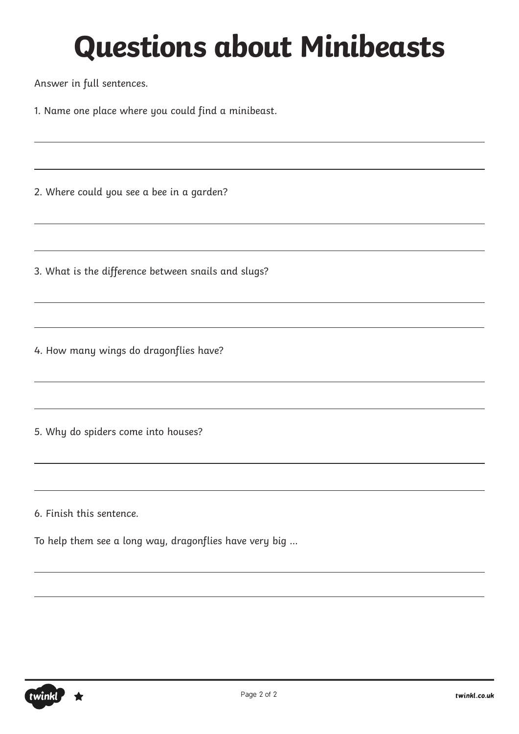# Questions about Minibeasts

Answer in full sentences.

1. Name one place where you could find a minibeast.

2. Where could you see a bee in a garden?

3. What is the difference between snails and slugs?

4. How many wings do dragonflies have?

5. Why do spiders come into houses?

6. Finish this sentence.

To help them see a long way, dragonflies have very big ...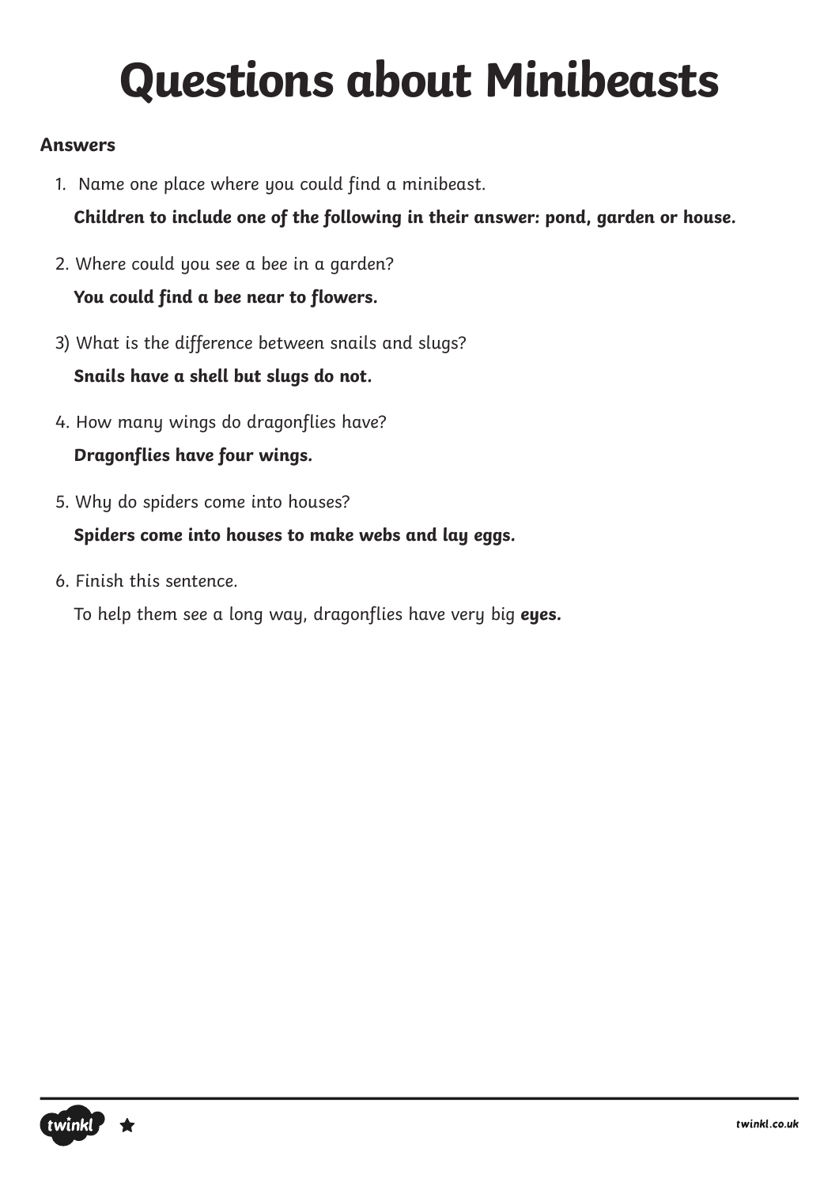# Questions about Minibeasts

**Answers**

1. Name one place where you could find a minibeast.

   **Children to include one of the following in their answer: pond, garden or house.**

2. Where could you see a bee in a garden?

   **You could find a bee near to flowers.**

3) What is the difference between snails and slugs?

   **Snails have a shell but slugs do not.**

4. How many wings do dragonflies have?

   **Dragonflies have four wings.**

5. Why do spiders come into houses?

   **Spiders come into houses to make webs and lay eggs.**

6. Finish this sentence.

   To help them see a long way, dragonflies have very big **eyes.**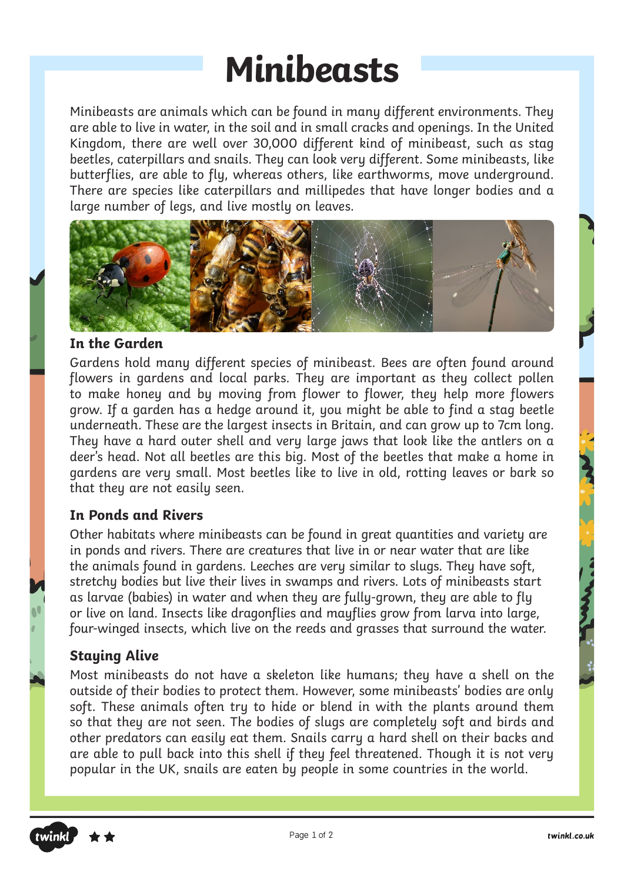# Minibeasts

Minibeasts are animals which can be found in many different environments. They are able to live in water, in the soil and in small cracks and openings. In the United Kingdom, there are well over 30,000 different kind of minibeast, such as stag beetles, caterpillars and snails. They can look very different. Some minibeasts, like butterflies, are able to fly, whereas others, like earthworms, move underground. There are species like caterpillars and millipedes that have longer bodies and a large number of legs, and live mostly on leaves.

### In the Garden

Gardens hold many different species of minibeast. Bees are often found around flowers in gardens and local parks. They are important as they collect pollen to make honey and by moving from flower to flower, they help more flowers grow. If a garden has a hedge around it, you might be able to find a stag beetle underneath. These are the largest insects in Britain, and can grow up to 7cm long. They have a hard outer shell and very large jaws that look like the antlers on a deer's head. Not all beetles are this big. Most of the beetles that make a home in gardens are very small. Most beetles like to live in old, rotting leaves or bark so that they are not easily seen.

### In Ponds and Rivers

Other habitats where minibeasts can be found in great quantities and variety are in ponds and rivers. There are creatures that live in or near water that are like the animals found in gardens. Leeches are very similar to slugs. They have soft, stretchy bodies but live their lives in swamps and rivers. Lots of minibeasts start as larvae (babies) in water and when they are fully-grown, they are able to fly or live on land. Insects like dragonflies and mayflies grow from larva into large, four-winged insects, which live on the reeds and grasses that surround the water.

### Staying Alive

Most minibeasts do not have a skeleton like humans; they have a shell on the outside of their bodies to protect them. However, some minibeasts' bodies are only soft. These animals often try to hide or blend in with the plants around them so that they are not seen. The bodies of slugs are completely soft and birds and other predators can easily eat them. Snails carry a hard shell on their backs and are able to pull back into this shell if they feel threatened. Though it is not very popular in the UK, snails are eaten by people in some countries in the world.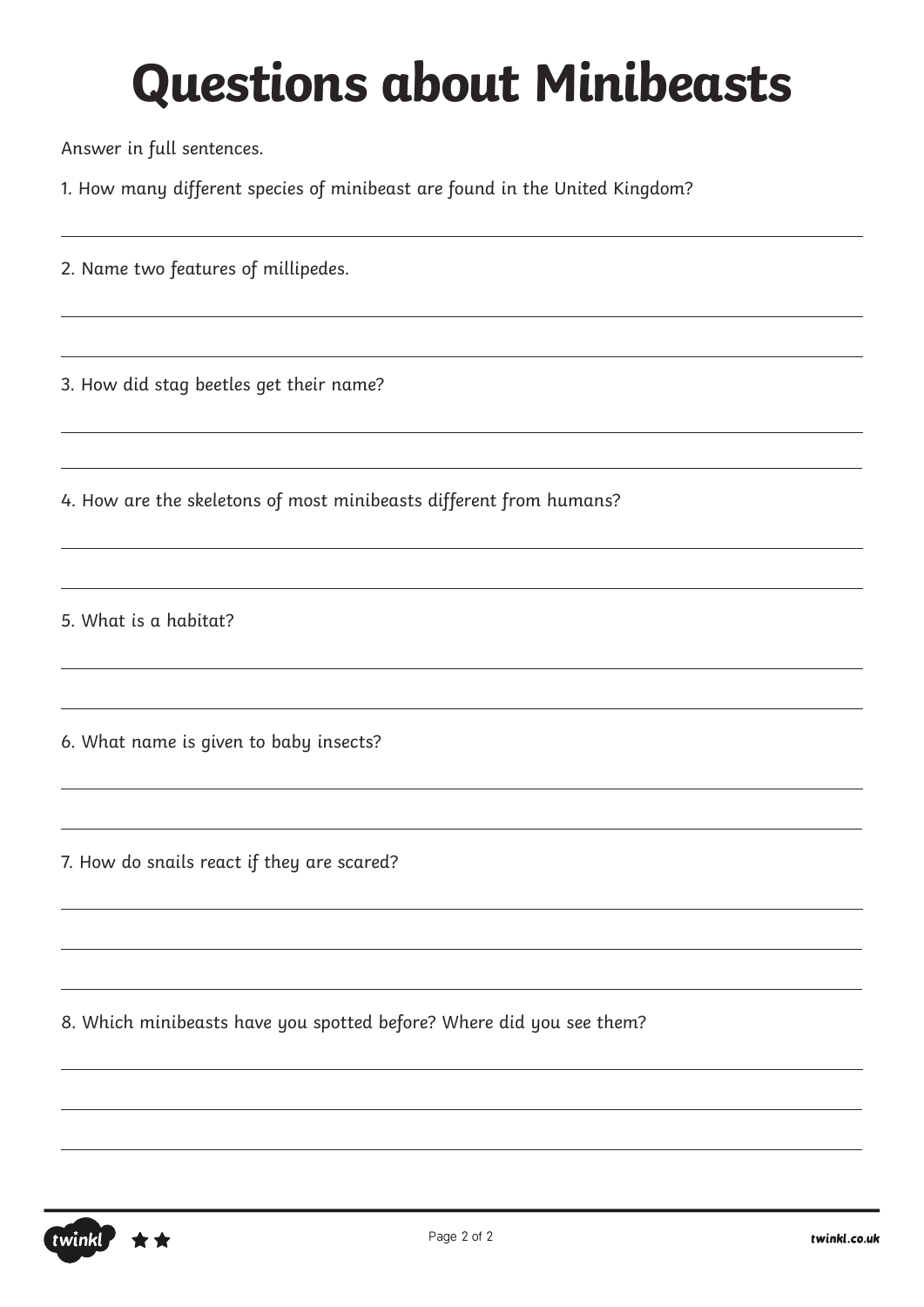# Questions about Minibeasts

*Answer in full sentences.*

1. How many different species of minibeast are found in the United Kingdom?

2. Name two features of millipedes.

3. How did stag beetles get their name?

4. How are the skeletons of most minibeasts different from humans?

5. What is a habitat?

6. What name is given to baby insects?

7. How do snails react if they are scared?

8. Which minibeasts have you spotted before? Where did you see them?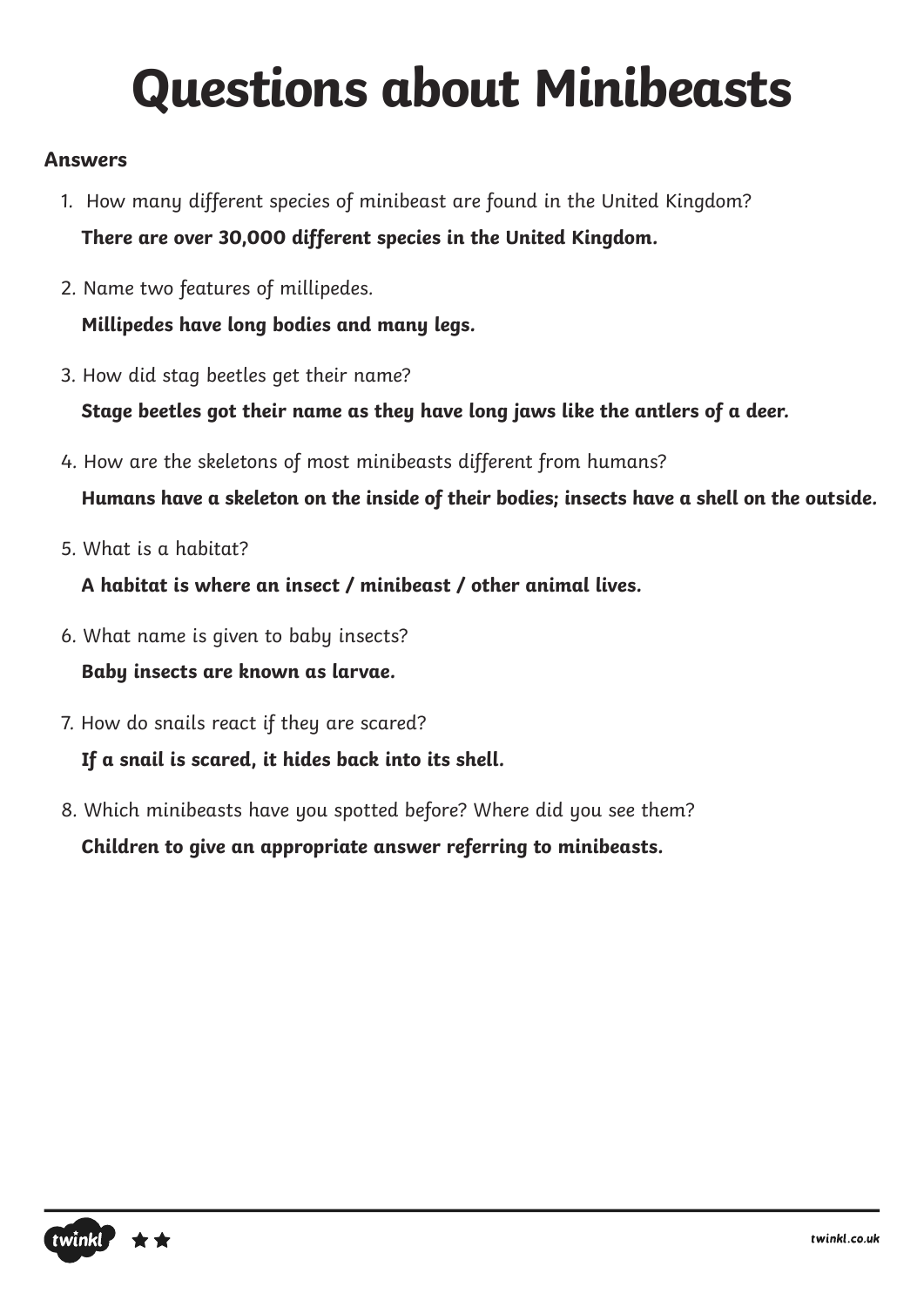# Questions about Minibeasts

**Answers**

1. How many different species of minibeast are found in the United Kingdom?

   **There are over 30,000 different species in the United Kingdom.**

2. Name two features of millipedes.

   **Millipedes have long bodies and many legs.**

3. How did stag beetles get their name?

   **Stage beetles got their name as they have long jaws like the antlers of a deer.**

4. How are the skeletons of most minibeasts different from humans?

   **Humans have a skeleton on the inside of their bodies; insects have a shell on the outside.**

5. What is a habitat?

   **A habitat is where an insect / minibeast / other animal lives.**

6. What name is given to baby insects?

   **Baby insects are known as larvae.**

7. How do snails react if they are scared?

   **If a snail is scared, it hides back into its shell.**

8. Which minibeasts have you spotted before? Where did you see them?

   **Children to give an appropriate answer referring to minibeasts.**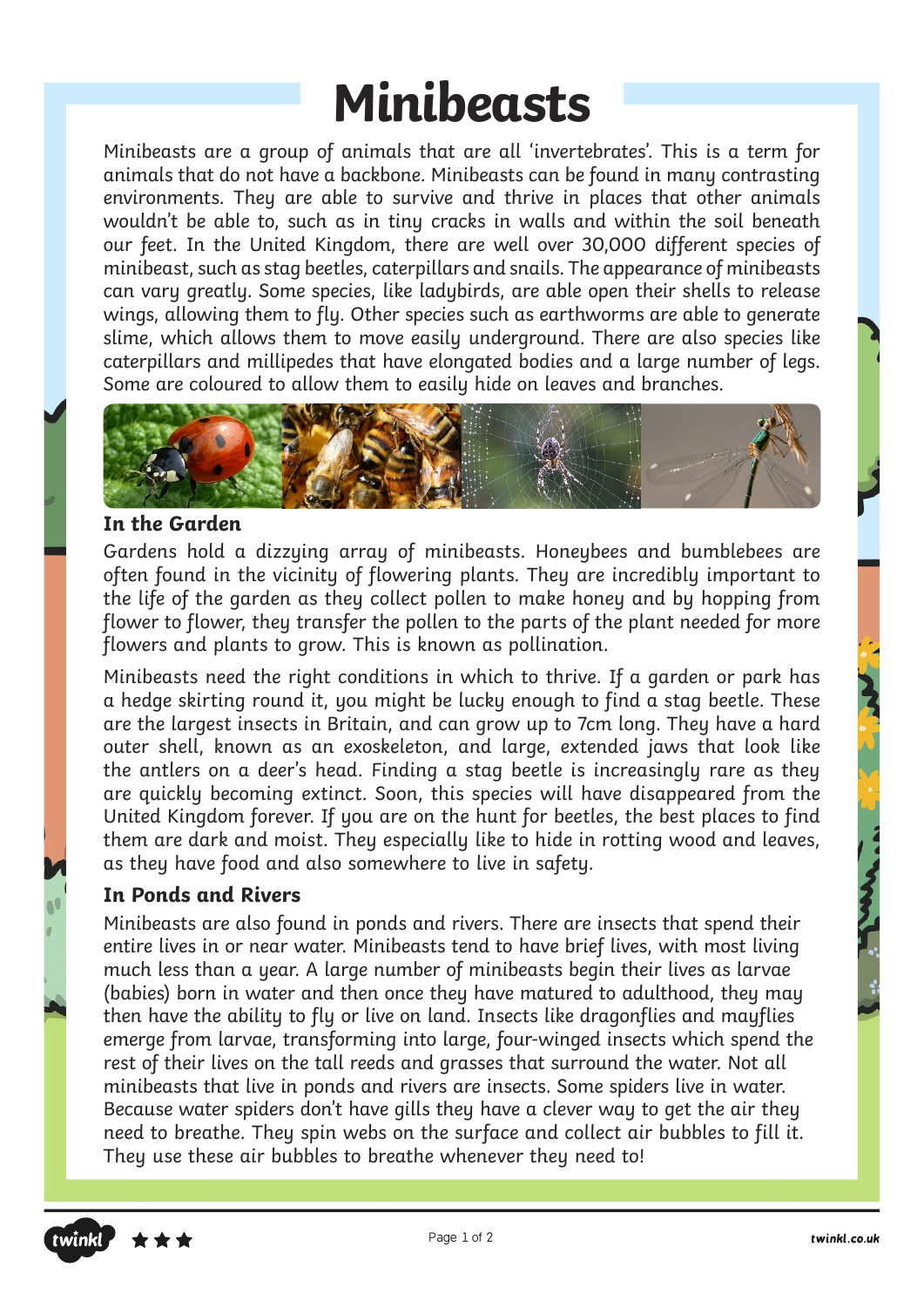# Minibeasts

Minibeasts are a group of animals that are all 'invertebrates'. This is a term for animals that do not have a backbone. Minibeasts can be found in many contrasting environments. They are able to survive and thrive in places that other animals wouldn't be able to, such as in tiny cracks in walls and within the soil beneath our feet. In the United Kingdom, there are well over 30,000 different species of minibeast, such as stag beetles, caterpillars and snails. The appearance of minibeasts can vary greatly. Some species, like ladybirds, are able open their shells to release wings, allowing them to fly. Other species such as earthworms are able to generate slime, which allows them to move easily underground. There are also species like caterpillars and millipedes that have elongated bodies and a large number of legs. Some are coloured to allow them to easily hide on leaves and branches.

### In the Garden

Gardens hold a dizzying array of minibeasts. Honeybees and bumblebees are often found in the vicinity of flowering plants. They are incredibly important to the life of the garden as they collect pollen to make honey and by hopping from flower to flower, they transfer the pollen to the parts of the plant needed for more flowers and plants to grow. This is known as pollination.

Minibeasts need the right conditions in which to thrive. If a garden or park has a hedge skirting round it, you might be lucky enough to find a stag beetle. These are the largest insects in Britain, and can grow up to 7cm long. They have a hard outer shell, known as an exoskeleton, and large, extended jaws that look like the antlers on a deer's head. Finding a stag beetle is increasingly rare as they are quickly becoming extinct. Soon, this species will have disappeared from the United Kingdom forever. If you are on the hunt for beetles, the best places to find them are dark and moist. They especially like to hide in rotting wood and leaves, as they have food and also somewhere to live in safety.

### In Ponds and Rivers

Minibeasts are also found in ponds and rivers. There are insects that spend their entire lives in or near water. Minibeasts tend to have brief lives, with most living much less than a year. A large number of minibeasts begin their lives as larvae (babies) born in water and then once they have matured to adulthood, they may then have the ability to fly or live on land. Insects like dragonflies and mayflies emerge from larvae, transforming into large, four-winged insects which spend the rest of their lives on the tall reeds and grasses that surround the water. Not all minibeasts that live in ponds and rivers are insects. Some spiders live in water. Because water spiders don't have gills they have a clever way to get the air they need to breathe. They spin webs on the surface and collect air bubbles to fill it. They use these air bubbles to breathe whenever they need to!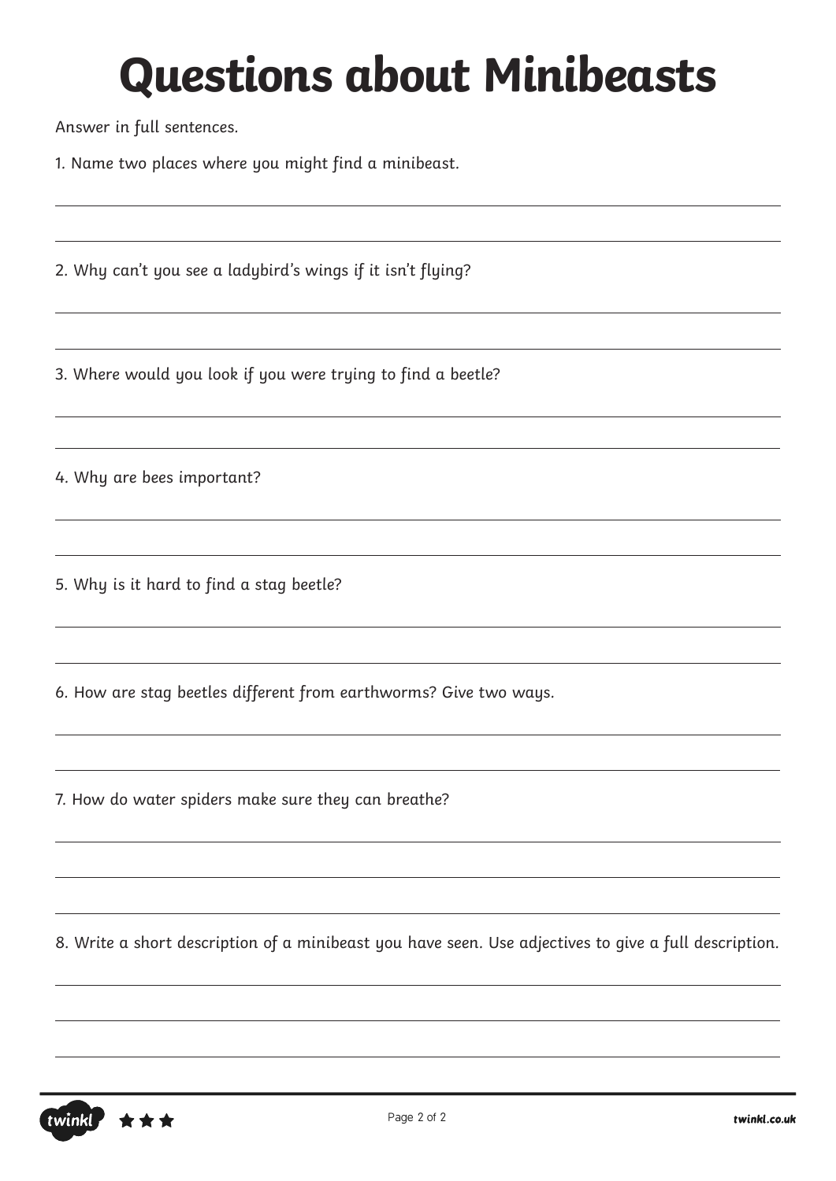# Questions about Minibeasts

Answer in full sentences.

1. Name two places where you might find a minibeast.

2. Why can't you see a ladybird's wings if it isn't flying?

3. Where would you look if you were trying to find a beetle?

4. Why are bees important?

5. Why is it hard to find a stag beetle?

6. How are stag beetles different from earthworms? Give two ways.

7. How do water spiders make sure they can breathe?

8. Write a short description of a minibeast you have seen. Use adjectives to give a full description.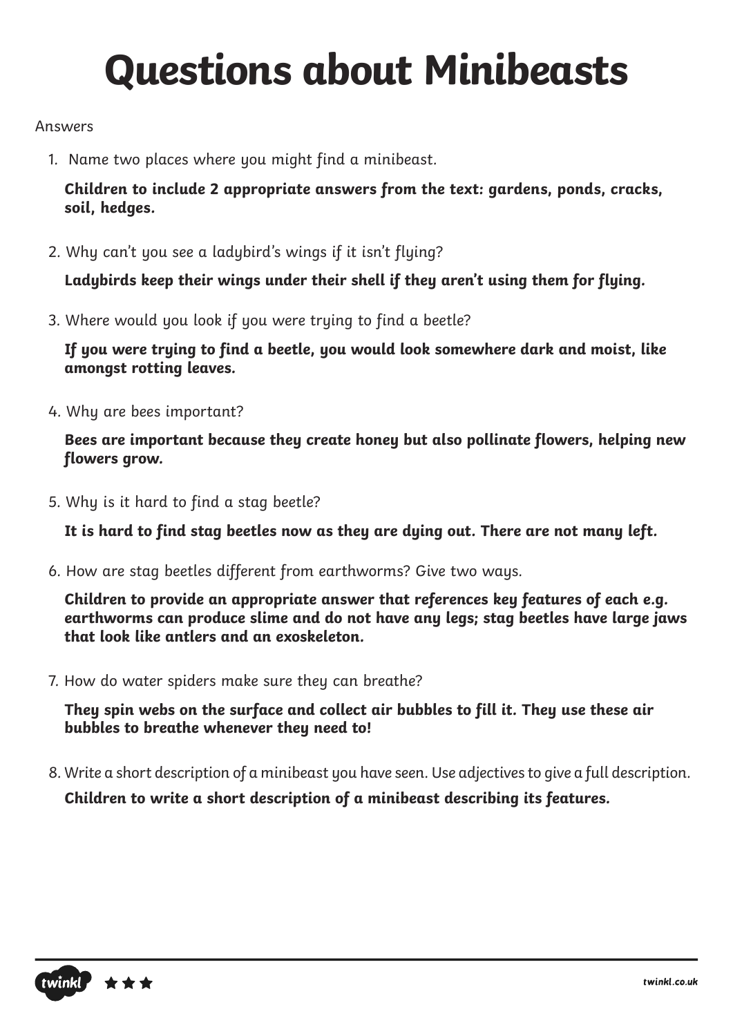# Questions about Minibeasts

Answers

1. Name two places where you might find a minibeast.

   **Children to include 2 appropriate answers from the text: gardens, ponds, cracks, soil, hedges.**

2. Why can't you see a ladybird's wings if it isn't flying?

   **Ladybirds keep their wings under their shell if they aren't using them for flying.**

3. Where would you look if you were trying to find a beetle?

   **If you were trying to find a beetle, you would look somewhere dark and moist, like amongst rotting leaves.**

4. Why are bees important?

   **Bees are important because they create honey but also pollinate flowers, helping new flowers grow.**

5. Why is it hard to find a stag beetle?

   **It is hard to find stag beetles now as they are dying out. There are not many left.**

6. How are stag beetles different from earthworms? Give two ways.

   **Children to provide an appropriate answer that references key features of each e.g. earthworms can produce slime and do not have any legs; stag beetles have large jaws that look like antlers and an exoskeleton.**

7. How do water spiders make sure they can breathe?

   **They spin webs on the surface and collect air bubbles to fill it. They use these air bubbles to breathe whenever they need to!**

8. Write a short description of a minibeast you have seen. Use adjectives to give a full description.

   **Children to write a short description of a minibeast describing its features.**